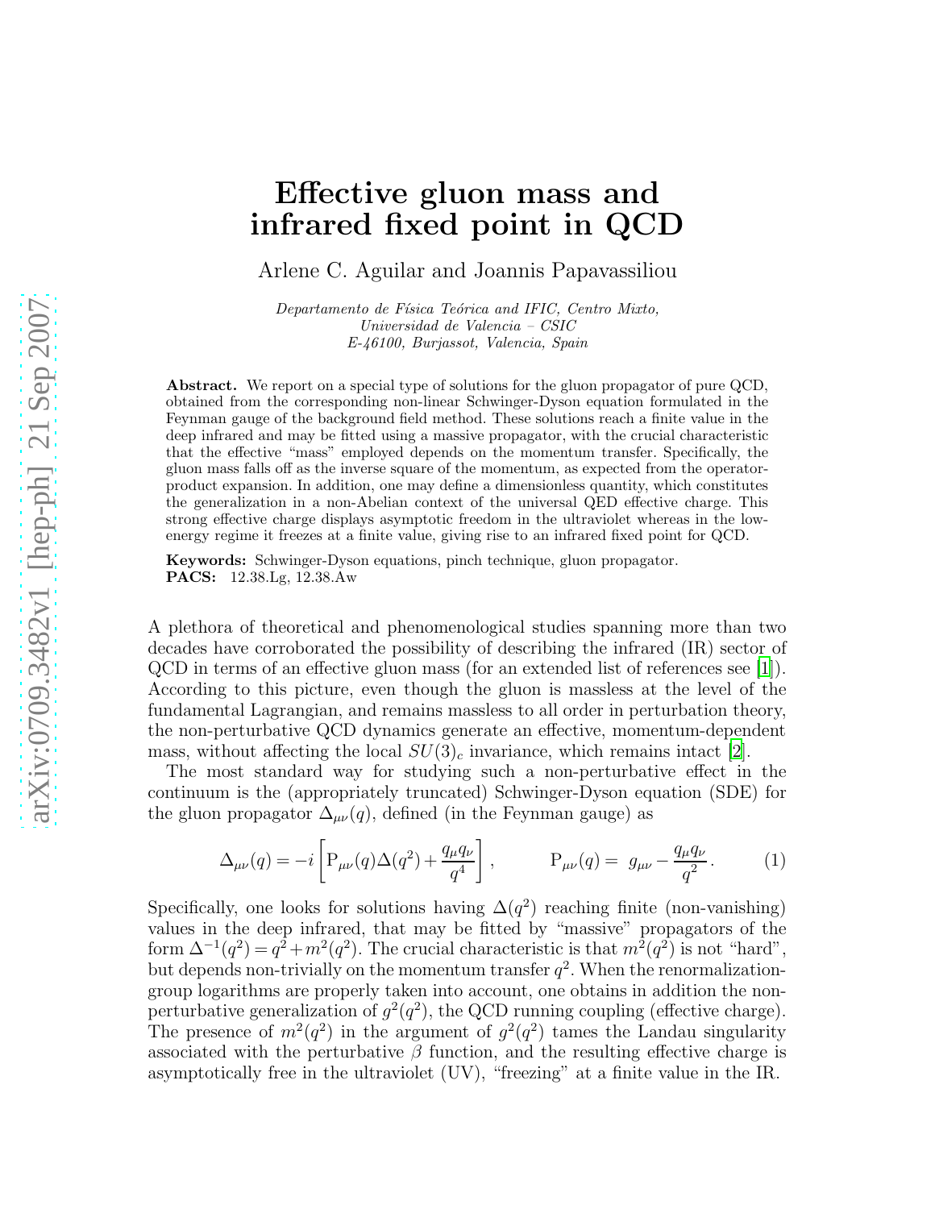# Effective gluon mass and infrared fixed point in QCD

Arlene C. Aguilar and Joannis Papavassiliou

*Departamento de Física Teórica and IFIC, Centro Mixto, Universidad de Valencia – CSIC E-46100, Burjassot, Valencia, Spain*

**Abstract.** We report on a special type of solutions for the gluon propagator of pure QCD, obtained from the corresponding non-linear Schwinger-Dyson equation formulated in the Feynman gauge of the background field method. These solutions reach a finite value in the deep infrared and may be fitted using a massive propagator, with the crucial characteristic that the effective "mass" employed depends on the momentum transfer. Specifically, the gluon mass falls off as the inverse square of the momentum, as expected from the operator-product expansion. In addition, one may define a dimensionless quantity, which constitutes the generalization in a non-Abelian context of the universal QED effective charge. This strong effective charge displays asymptotic freedom in the ultraviolet whereas in the low-energy regime it freezes at a finite value, giving rise to an infrared fixed point for QCD.

**Keywords:** Schwinger-Dyson equations, pinch technique, gluon propagator.
**PACS:** 12.38.Lg, 12.38.Aw

A plethora of theoretical and phenomenological studies spanning more than two decades have corroborated the possibility of describing the infrared (IR) sector of QCD in terms of an effective gluon mass (for an extended list of references see [1]). According to this picture, even though the gluon is massless at the level of the fundamental Lagrangian, and remains massless to all order in perturbation theory, the non-perturbative QCD dynamics generate an effective, momentum-dependent mass, without affecting the local $SU(3)_c$ invariance, which remains intact [2].

The most standard way for studying such a non-perturbative effect in the continuum is the (appropriately truncated) Schwinger-Dyson equation (SDE) for the gluon propagator $\Delta_{\mu\nu}(q)$, defined (in the Feynman gauge) as

$$\Delta_{\mu\nu}(q) = -i\left[\mathrm{P}_{\mu\nu}(q)\Delta(q^2) + \frac{q_\mu q_\nu}{q^4}\right], \qquad \mathrm{P}_{\mu\nu}(q) = g_{\mu\nu} - \frac{q_\mu q_\nu}{q^2}. \tag{1}$$

Specifically, one looks for solutions having $\Delta(q^2)$ reaching finite (non-vanishing) values in the deep infrared, that may be fitted by "massive" propagators of the form $\Delta^{-1}(q^2) = q^2 + m^2(q^2)$. The crucial characteristic is that $m^2(q^2)$ is not "hard", but depends non-trivially on the momentum transfer $q^2$. When the renormalization-group logarithms are properly taken into account, one obtains in addition the non-perturbative generalization of $g^2(q^2)$, the QCD running coupling (effective charge). The presence of $m^2(q^2)$ in the argument of $g^2(q^2)$ tames the Landau singularity associated with the perturbative $\beta$ function, and the resulting effective charge is asymptotically free in the ultraviolet (UV), "freezing" at a finite value in the IR.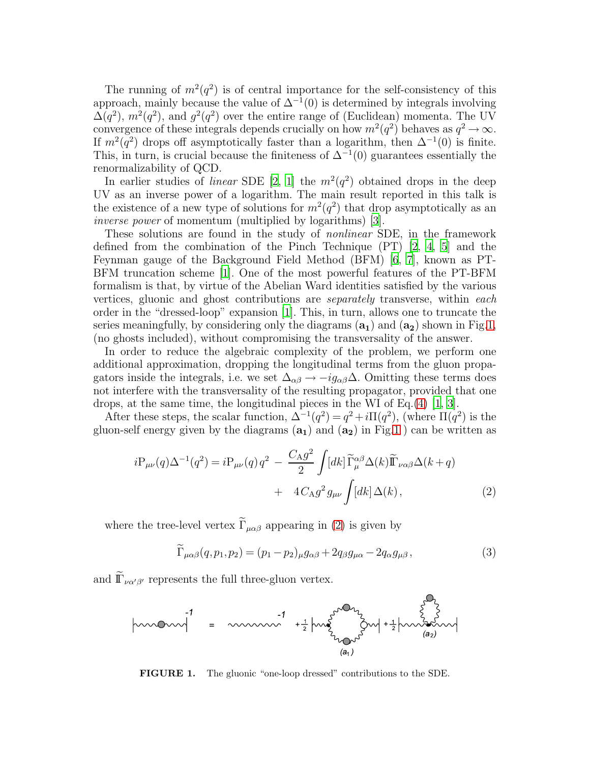The running of $m^2(q^2)$ is of central importance for the self-consistency of this approach, mainly because the value of $\Delta^{-1}(0)$ is determined by integrals involving $\Delta(q^2)$, $m^2(q^2)$, and $g^2(q^2)$ over the entire range of (Euclidean) momenta. The UV convergence of these integrals depends crucially on how $m^2(q^2)$ behaves as $q^2 \to \infty$. If $m^2(q^2)$ drops off asymptotically faster than a logarithm, then $\Delta^{-1}(0)$ is finite. This, in turn, is crucial because the finiteness of $\Delta^{-1}(0)$ guarantees essentially the renormalizability of QCD.

In earlier studies of *linear* SDE [2, 1] the $m^2(q^2)$ obtained drops in the deep UV as an inverse power of a logarithm. The main result reported in this talk is the existence of a new type of solutions for $m^2(q^2)$ that drop asymptotically as an *inverse power* of momentum (multiplied by logarithms) [3].

These solutions are found in the study of *nonlinear* SDE, in the framework defined from the combination of the Pinch Technique (PT) [2, 4, 5] and the Feynman gauge of the Background Field Method (BFM) [6, 7], known as PT-BFM truncation scheme [1]. One of the most powerful features of the PT-BFM formalism is that, by virtue of the Abelian Ward identities satisfied by the various vertices, gluonic and ghost contributions are *separately* transverse, within *each* order in the "dressed-loop" expansion [1]. This, in turn, allows one to truncate the series meaningfully, by considering only the diagrams $(\mathbf{a_1})$ and $(\mathbf{a_2})$ shown in Fig.1, (no ghosts included), without compromising the transversality of the answer.

In order to reduce the algebraic complexity of the problem, we perform one additional approximation, dropping the longitudinal terms from the gluon propagators inside the integrals, i.e. we set $\Delta_{\alpha\beta} \to -ig_{\alpha\beta}\Delta$. Omitting these terms does not interfere with the transversality of the resulting propagator, provided that one drops, at the same time, the longitudinal pieces in the WI of Eq.(4) [1, 3].

After these steps, the scalar function, $\Delta^{-1}(q^2) = q^2 + i\Pi(q^2)$, (where $\Pi(q^2)$ is the gluon-self energy given by the diagrams $(\mathbf{a_1})$ and $(\mathbf{a_2})$ in Fig.1 ) can be written as

$$
\begin{aligned}
i\mathrm{P}_{\mu\nu}(q)\Delta^{-1}(q^2) = i\mathrm{P}_{\mu\nu}(q)\, q^2 \; - \; \frac{C_{\mathrm{A}} g^2}{2} \int [dk]\, \widetilde{\Gamma}_{\mu}^{\alpha\beta} \Delta(k) \widetilde{\mathrm{I}\Gamma}_{\nu\alpha\beta} \Delta(k+q) \\
+ \quad 4 C_{\mathrm{A}} g^2 \, g_{\mu\nu} \int [dk]\, \Delta(k)\,,
\end{aligned}
\tag{2}
$$

where the tree-level vertex $\widetilde{\Gamma}_{\mu\alpha\beta}$ appearing in (2) is given by

$$
\widetilde{\Gamma}_{\mu\alpha\beta}(q,p_1,p_2) = (p_1 - p_2)_{\mu} g_{\alpha\beta} + 2 q_{\beta} g_{\mu\alpha} - 2 q_{\alpha} g_{\mu\beta}\,, \tag{3}
$$

and $\widetilde{\mathrm{I}\Gamma}_{\nu\alpha'\beta'}$ represents the full three-gluon vertex.

**FIGURE 1.** The gluonic "one-loop dressed" contributions to the SDE.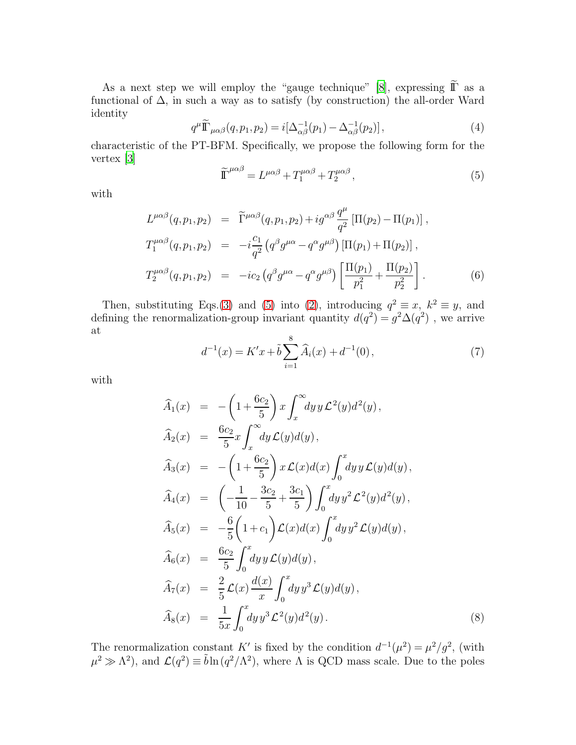As a next step we will employ the "gauge technique" [8], expressing $\widetilde{\mathbb{\Gamma}}$ as a functional of $\Delta$, in such a way as to satisfy (by construction) the all-order Ward identity

$$q^{\mu}\widetilde{\mathbb{\Gamma}}_{\mu\alpha\beta}(q,p_1,p_2) = i[\Delta^{-1}_{\alpha\beta}(p_1) - \Delta^{-1}_{\alpha\beta}(p_2)]\,, \tag{4}$$

characteristic of the PT-BFM. Specifically, we propose the following form for the vertex [3]

$$\widetilde{\mathbb{\Gamma}}^{\mu\alpha\beta} = L^{\mu\alpha\beta} + T_1^{\mu\alpha\beta} + T_2^{\mu\alpha\beta}\,, \tag{5}$$

with

$$\begin{aligned}
L^{\mu\alpha\beta}(q,p_1,p_2) &= \widetilde{\Gamma}^{\mu\alpha\beta}(q,p_1,p_2) + ig^{\alpha\beta}\frac{q^{\mu}}{q^2}\left[\Pi(p_2)-\Pi(p_1)\right],\\
T_1^{\mu\alpha\beta}(q,p_1,p_2) &= -i\frac{c_1}{q^2}\left(q^{\beta}g^{\mu\alpha} - q^{\alpha}g^{\mu\beta}\right)\left[\Pi(p_1)+\Pi(p_2)\right],\\
T_2^{\mu\alpha\beta}(q,p_1,p_2) &= -ic_2\left(q^{\beta}g^{\mu\alpha} - q^{\alpha}g^{\mu\beta}\right)\left[\frac{\Pi(p_1)}{p_1^2}+\frac{\Pi(p_2)}{p_2^2}\right].
\end{aligned} \tag{6}$$

Then, substituting Eqs.(3) and (5) into (2), introducing $q^2 \equiv x$, $k^2 \equiv y$, and defining the renormalization-group invariant quantity $d(q^2) = g^2\Delta(q^2)$ , we arrive at

$$d^{-1}(x) = K'x + \tilde{b}\sum_{i=1}^{8}\widehat{A}_i(x) + d^{-1}(0)\,, \tag{7}$$

with

$$\begin{aligned}
\widehat{A}_1(x) &= -\left(1+\frac{6c_2}{5}\right)x\int_x^{\infty}dy\,y\,\mathcal{L}^2(y)d^2(y)\,,\\
\widehat{A}_2(x) &= \frac{6c_2}{5}x\int_x^{\infty}dy\,\mathcal{L}(y)d(y)\,,\\
\widehat{A}_3(x) &= -\left(1+\frac{6c_2}{5}\right)x\,\mathcal{L}(x)d(x)\int_0^{x}dy\,y\,\mathcal{L}(y)d(y)\,,\\
\widehat{A}_4(x) &= \left(-\frac{1}{10}-\frac{3c_2}{5}+\frac{3c_1}{5}\right)\int_0^{x}dy\,y^2\,\mathcal{L}^2(y)d^2(y)\,,\\
\widehat{A}_5(x) &= -\frac{6}{5}\left(1+c_1\right)\mathcal{L}(x)d(x)\int_0^{x}dy\,y^2\,\mathcal{L}(y)d(y)\,,\\
\widehat{A}_6(x) &= \frac{6c_2}{5}\int_0^{x}dy\,y\,\mathcal{L}(y)d(y)\,,\\
\widehat{A}_7(x) &= \frac{2}{5}\,\mathcal{L}(x)\frac{d(x)}{x}\int_0^{x}dy\,y^3\,\mathcal{L}(y)d(y)\,,\\
\widehat{A}_8(x) &= \frac{1}{5x}\int_0^{x}dy\,y^3\,\mathcal{L}^2(y)d^2(y)\,.
\end{aligned} \tag{8}$$

The renormalization constant $K'$ is fixed by the condition $d^{-1}(\mu^2) = \mu^2/g^2$, (with $\mu^2 \gg \Lambda^2$), and $\mathcal{L}(q^2) \equiv \tilde{b}\ln(q^2/\Lambda^2)$, where $\Lambda$ is QCD mass scale. Due to the poles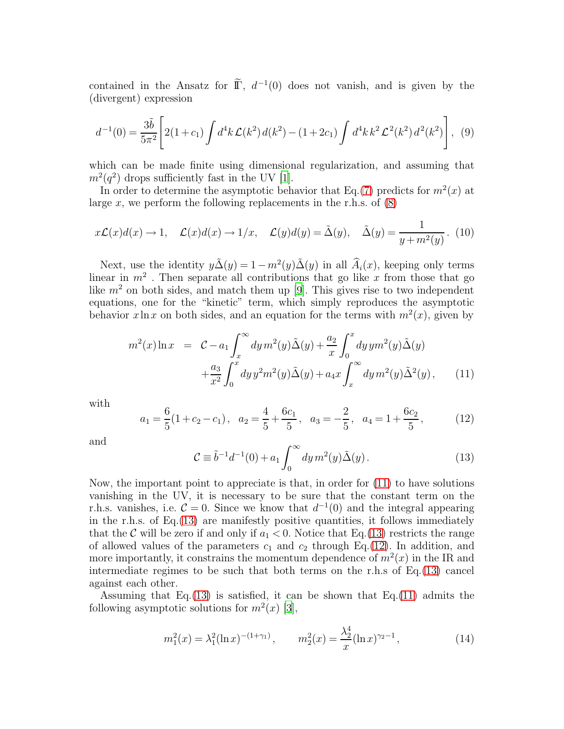contained in the Ansatz for $\widetilde{\rm I\!\Gamma}$, $d^{-1}(0)$ does not vanish, and is given by the (divergent) expression

$$d^{-1}(0) = \frac{3\tilde{b}}{5\pi^2}\Bigg[2(1+c_1)\int d^4k\,\mathcal{L}(k^2)\,d(k^2) - (1+2c_1)\int d^4k\,k^2\,\mathcal{L}^2(k^2)\,d^2(k^2)\Bigg], \quad (9)$$

which can be made finite using dimensional regularization, and assuming that $m^2(q^2)$ drops sufficiently fast in the UV [1].

In order to determine the asymptotic behavior that Eq.(7) predicts for $m^2(x)$ at large $x$, we perform the following replacements in the r.h.s. of (8)

$$x\mathcal{L}(x)d(x) \to 1, \quad \mathcal{L}(x)d(x) \to 1/x, \quad \mathcal{L}(y)d(y) = \tilde{\Delta}(y), \quad \tilde{\Delta}(y) = \frac{1}{y+m^2(y)}. \quad (10)$$

Next, use the identity $y\tilde{\Delta}(y) = 1 - m^2(y)\tilde{\Delta}(y)$ in all $\widehat{A}_i(x)$, keeping only terms linear in $m^2$ . Then separate all contributions that go like $x$ from those that go like $m^2$ on both sides, and match them up [9]. This gives rise to two independent equations, one for the "kinetic" term, which simply reproduces the asymptotic behavior $x\ln x$ on both sides, and an equation for the terms with $m^2(x)$, given by

$$\begin{aligned} m^2(x)\ln x &= \mathcal{C} - a_1\int_x^\infty dy\,m^2(y)\tilde{\Delta}(y) + \frac{a_2}{x}\int_0^x dy\,y m^2(y)\tilde{\Delta}(y) \\ &\quad + \frac{a_3}{x^2}\int_0^x dy\,y^2 m^2(y)\tilde{\Delta}(y) + a_4 x\int_x^\infty dy\,m^2(y)\tilde{\Delta}^2(y)\,, \end{aligned} \quad (11)$$

with

$$a_1 = \frac{6}{5}(1+c_2-c_1)\,, \quad a_2 = \frac{4}{5}+\frac{6c_1}{5}\,, \quad a_3 = -\frac{2}{5}\,, \quad a_4 = 1+\frac{6c_2}{5}\,, \quad (12)$$

and

$$\mathcal{C} \equiv \tilde{b}^{-1}d^{-1}(0) + a_1\int_0^\infty dy\,m^2(y)\tilde{\Delta}(y)\,. \quad (13)$$

Now, the important point to appreciate is that, in order for (11) to have solutions vanishing in the UV, it is necessary to be sure that the constant term on the r.h.s. vanishes, i.e. $\mathcal{C} = 0$. Since we know that $d^{-1}(0)$ and the integral appearing in the r.h.s. of Eq.(13) are manifestly positive quantities, it follows immediately that the $\mathcal{C}$ will be zero if and only if $a_1 < 0$. Notice that Eq.(13) restricts the range of allowed values of the parameters $c_1$ and $c_2$ through Eq.(12). In addition, and more importantly, it constrains the momentum dependence of $m^2(x)$ in the IR and intermediate regimes to be such that both terms on the r.h.s of Eq.(13) cancel against each other.

Assuming that Eq.(13) is satisfied, it can be shown that Eq.(11) admits the following asymptotic solutions for $m^2(x)$ [3],

$$m_1^2(x) = \lambda_1^2(\ln x)^{-(1+\gamma_1)}\,, \qquad m_2^2(x) = \frac{\lambda_2^4}{x}(\ln x)^{\gamma_2-1}\,, \quad (14)$$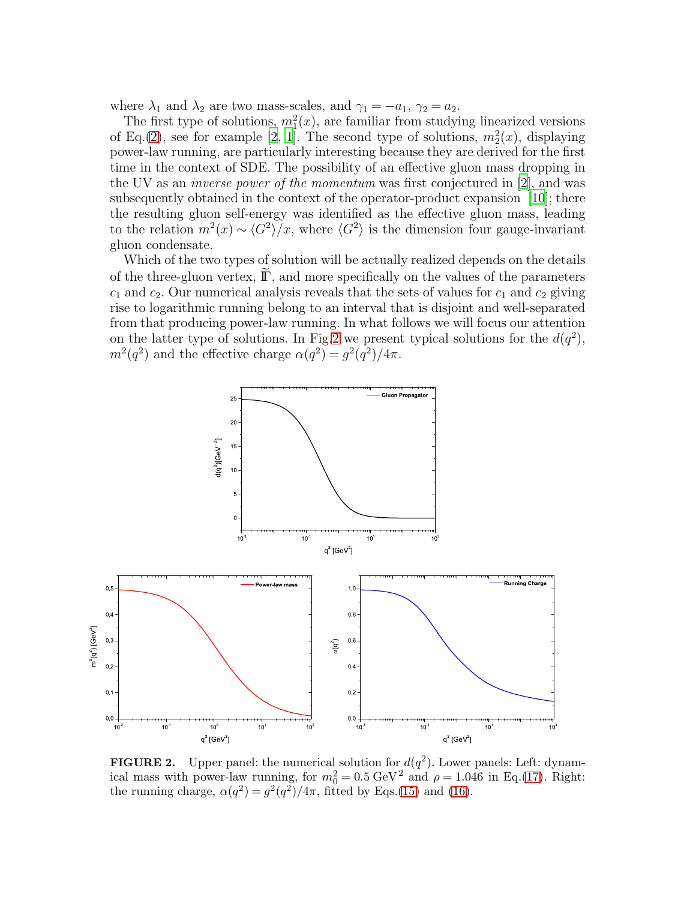where $\lambda_1$ and $\lambda_2$ are two mass-scales, and $\gamma_1 = -a_1$, $\gamma_2 = a_2$.

The first type of solutions, $m_1^2(x)$, are familiar from studying linearized versions of Eq.(2), see for example [2, 1]. The second type of solutions, $m_2^2(x)$, displaying power-law running, are particularly interesting because they are derived for the first time in the context of SDE. The possibility of an effective gluon mass dropping in the UV as an *inverse power of the momentum* was first conjectured in [2], and was subsequently obtained in the context of the operator-product expansion [10]; there the resulting gluon self-energy was identified as the effective gluon mass, leading to the relation $m^2(x) \sim \langle G^2 \rangle / x$, where $\langle G^2 \rangle$ is the dimension four gauge-invariant gluon condensate.

Which of the two types of solution will be actually realized depends on the details of the three-gluon vertex, $\widetilde{\mathrm{I}\Gamma}$, and more specifically on the values of the parameters $c_1$ and $c_2$. Our numerical analysis reveals that the sets of values for $c_1$ and $c_2$ giving rise to logarithmic running belong to an interval that is disjoint and well-separated from that producing power-law running. In what follows we will focus our attention on the latter type of solutions. In Fig.2 we present typical solutions for the $d(q^2)$, $m^2(q^2)$ and the effective charge $\alpha(q^2) = g^2(q^2)/4\pi$.

**FIGURE 2.** Upper panel: the numerical solution for $d(q^2)$. Lower panels: Left: dynamical mass with power-law running, for $m_0^2 = 0.5\ \mathrm{GeV}^2$ and $\rho = 1.046$ in Eq.(17). Right: the running charge, $\alpha(q^2) = g^2(q^2)/4\pi$, fitted by Eqs.(15) and (16).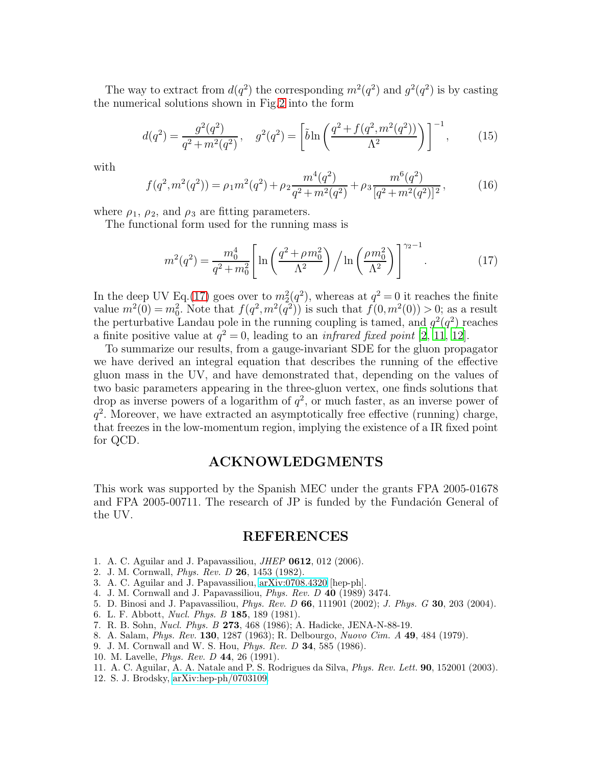The way to extract from $d(q^2)$ the corresponding $m^2(q^2)$ and $g^2(q^2)$ is by casting the numerical solutions shown in Fig.2 into the form

$$d(q^2) = \frac{g^2(q^2)}{q^2 + m^2(q^2)}, \quad g^2(q^2) = \left[\tilde{b} \ln\left(\frac{q^2 + f(q^2, m^2(q^2))}{\Lambda^2}\right)\right]^{-1}, \tag{15}$$

with

$$f(q^2, m^2(q^2)) = \rho_1 m^2(q^2) + \rho_2 \frac{m^4(q^2)}{q^2 + m^2(q^2)} + \rho_3 \frac{m^6(q^2)}{[q^2 + m^2(q^2)]^2}, \tag{16}$$

where $\rho_1$, $\rho_2$, and $\rho_3$ are fitting parameters.

The functional form used for the running mass is

$$m^2(q^2) = \frac{m_0^4}{q^2 + m_0^2}\left[\ln\left(\frac{q^2 + \rho m_0^2}{\Lambda^2}\right) \Big/ \ln\left(\frac{\rho m_0^2}{\Lambda^2}\right)\right]^{\gamma_2 - 1}. \tag{17}$$

In the deep UV Eq.(17) goes over to $m_2^2(q^2)$, whereas at $q^2 = 0$ it reaches the finite value $m^2(0) = m_0^2$. Note that $f(q^2, m^2(q^2))$ is such that $f(0, m^2(0)) > 0$; as a result the perturbative Landau pole in the running coupling is tamed, and $g^2(q^2)$ reaches a finite positive value at $q^2 = 0$, leading to an *infrared fixed point* [2, 11, 12].

To summarize our results, from a gauge-invariant SDE for the gluon propagator we have derived an integral equation that describes the running of the effective gluon mass in the UV, and have demonstrated that, depending on the values of two basic parameters appearing in the three-gluon vertex, one finds solutions that drop as inverse powers of a logarithm of $q^2$, or much faster, as an inverse power of $q^2$. Moreover, we have extracted an asymptotically free effective (running) charge, that freezes in the low-momentum region, implying the existence of a IR fixed point for QCD.

## ACKNOWLEDGMENTS

This work was supported by the Spanish MEC under the grants FPA 2005-01678 and FPA 2005-00711. The research of JP is funded by the Fundación General of the UV.

## REFERENCES

1. A. C. Aguilar and J. Papavassiliou, *JHEP* **0612**, 012 (2006).
2. J. M. Cornwall, *Phys. Rev. D* **26**, 1453 (1982).
3. A. C. Aguilar and J. Papavassiliou, arXiv:0708.4320 [hep-ph].
4. J. M. Cornwall and J. Papavassiliou, *Phys. Rev. D* **40** (1989) 3474.
5. D. Binosi and J. Papavassiliou, *Phys. Rev. D* **66**, 111901 (2002); *J. Phys. G* **30**, 203 (2004).
6. L. F. Abbott, *Nucl. Phys. B* **185**, 189 (1981).
7. R. B. Sohn, *Nucl. Phys. B* **273**, 468 (1986); A. Hadicke, JENA-N-88-19.
8. A. Salam, *Phys. Rev.* **130**, 1287 (1963); R. Delbourgo, *Nuovo Cim. A* **49**, 484 (1979).
9. J. M. Cornwall and W. S. Hou, *Phys. Rev. D* **34**, 585 (1986).
10. M. Lavelle, *Phys. Rev. D* **44**, 26 (1991).
11. A. C. Aguilar, A. A. Natale and P. S. Rodrigues da Silva, *Phys. Rev. Lett.* **90**, 152001 (2003).
12. S. J. Brodsky, arXiv:hep-ph/0703109